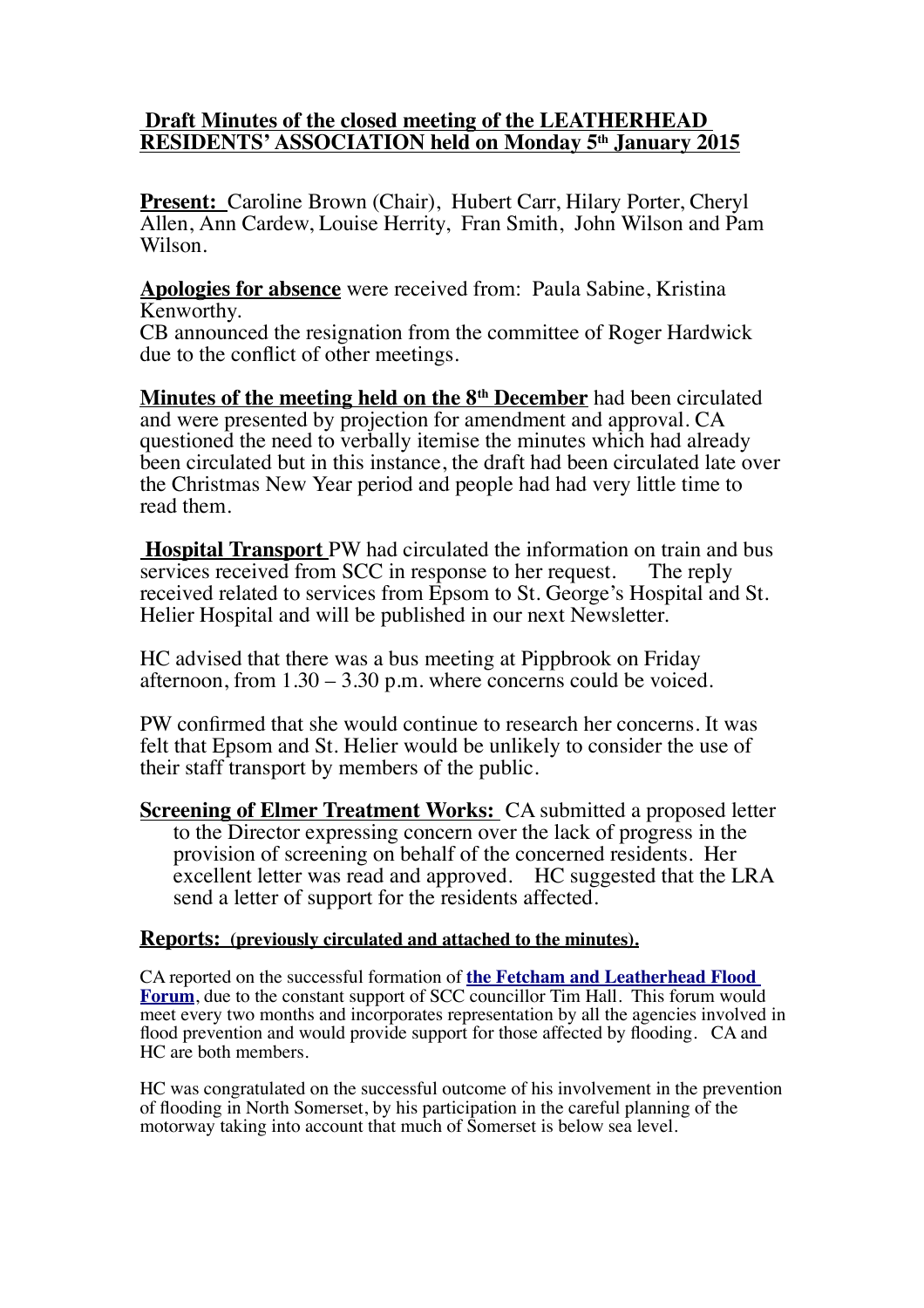**Draft Minutes of the closed meeting of the LEATHERHEAD RESIDENTS' ASSOCIATION held on Monday 5th January 2015**

**Present:** Caroline Brown (Chair), Hubert Carr, Hilary Porter, Cheryl Allen, Ann Cardew, Louise Herrity, Fran Smith, John Wilson and Pam Wilson.

**Apologies for absence** were received from: Paula Sabine, Kristina Kenworthy.
CB announced the resignation from the committee of Roger Hardwick due to the conflict of other meetings.

**Minutes of the meeting held on the 8th December** had been circulated and were presented by projection for amendment and approval. CA questioned the need to verbally itemise the minutes which had already been circulated but in this instance, the draft had been circulated late over the Christmas New Year period and people had had very little time to read them.

**Hospital Transport** PW had circulated the information on train and bus services received from SCC in response to her request. The reply received related to services from Epsom to St. George's Hospital and St. Helier Hospital and will be published in our next Newsletter.

HC advised that there was a bus meeting at Pippbrook on Friday afternoon, from 1.30 – 3.30 p.m. where concerns could be voiced.

PW confirmed that she would continue to research her concerns. It was felt that Epsom and St. Helier would be unlikely to consider the use of their staff transport by members of the public.

**Screening of Elmer Treatment Works:** CA submitted a proposed letter to the Director expressing concern over the lack of progress in the provision of screening on behalf of the concerned residents. Her excellent letter was read and approved. HC suggested that the LRA send a letter of support for the residents affected.

**Reports: (previously circulated and attached to the minutes).**

CA reported on the successful formation of **the Fetcham and Leatherhead Flood Forum**, due to the constant support of SCC councillor Tim Hall. This forum would meet every two months and incorporates representation by all the agencies involved in flood prevention and would provide support for those affected by flooding. CA and HC are both members.

HC was congratulated on the successful outcome of his involvement in the prevention of flooding in North Somerset, by his participation in the careful planning of the motorway taking into account that much of Somerset is below sea level.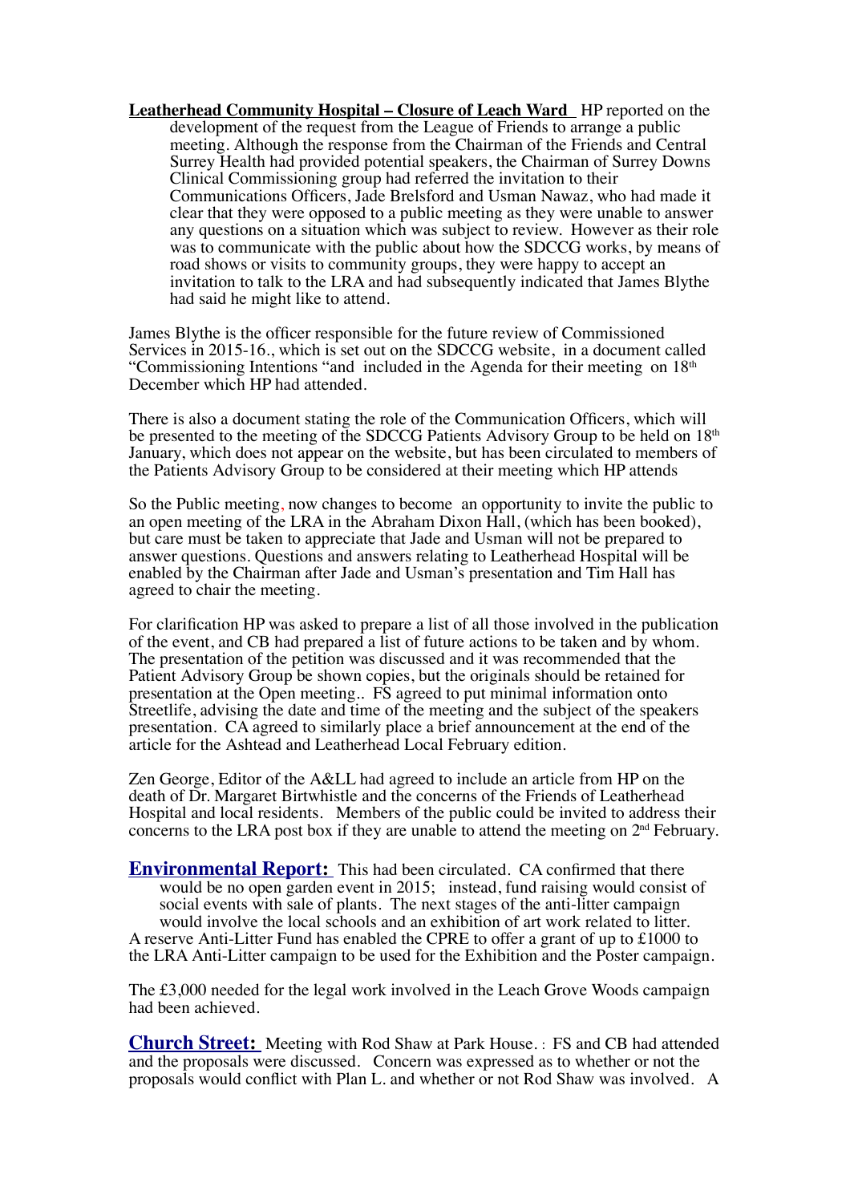**Leatherhead Community Hospital – Closure of Leach Ward** HP reported on the development of the request from the League of Friends to arrange a public meeting. Although the response from the Chairman of the Friends and Central Surrey Health had provided potential speakers, the Chairman of Surrey Downs Clinical Commissioning group had referred the invitation to their Communications Officers, Jade Brelsford and Usman Nawaz, who had made it clear that they were opposed to a public meeting as they were unable to answer any questions on a situation which was subject to review. However as their role was to communicate with the public about how the SDCCG works, by means of road shows or visits to community groups, they were happy to accept an invitation to talk to the LRA and had subsequently indicated that James Blythe had said he might like to attend.

James Blythe is the officer responsible for the future review of Commissioned Services in 2015-16., which is set out on the SDCCG website, in a document called "Commissioning Intentions "and included in the Agenda for their meeting on 18th December which HP had attended.

There is also a document stating the role of the Communication Officers, which will be presented to the meeting of the SDCCG Patients Advisory Group to be held on 18th January, which does not appear on the website, but has been circulated to members of the Patients Advisory Group to be considered at their meeting which HP attends

So the Public meeting, now changes to become an opportunity to invite the public to an open meeting of the LRA in the Abraham Dixon Hall, (which has been booked), but care must be taken to appreciate that Jade and Usman will not be prepared to answer questions. Questions and answers relating to Leatherhead Hospital will be enabled by the Chairman after Jade and Usman's presentation and Tim Hall has agreed to chair the meeting.

For clarification HP was asked to prepare a list of all those involved in the publication of the event, and CB had prepared a list of future actions to be taken and by whom. The presentation of the petition was discussed and it was recommended that the Patient Advisory Group be shown copies, but the originals should be retained for presentation at the Open meeting.. FS agreed to put minimal information onto Streetlife, advising the date and time of the meeting and the subject of the speakers presentation. CA agreed to similarly place a brief announcement at the end of the article for the Ashtead and Leatherhead Local February edition.

Zen George, Editor of the A&LL had agreed to include an article from HP on the death of Dr. Margaret Birtwhistle and the concerns of the Friends of Leatherhead Hospital and local residents. Members of the public could be invited to address their concerns to the LRA post box if they are unable to attend the meeting on 2nd February.

**Environmental Report:** This had been circulated. CA confirmed that there would be no open garden event in 2015; instead, fund raising would consist of social events with sale of plants. The next stages of the anti-litter campaign would involve the local schools and an exhibition of art work related to litter. A reserve Anti-Litter Fund has enabled the CPRE to offer a grant of up to £1000 to the LRA Anti-Litter campaign to be used for the Exhibition and the Poster campaign.

The £3,000 needed for the legal work involved in the Leach Grove Woods campaign had been achieved.

**Church Street:** Meeting with Rod Shaw at Park House. : FS and CB had attended and the proposals were discussed. Concern was expressed as to whether or not the proposals would conflict with Plan L. and whether or not Rod Shaw was involved. A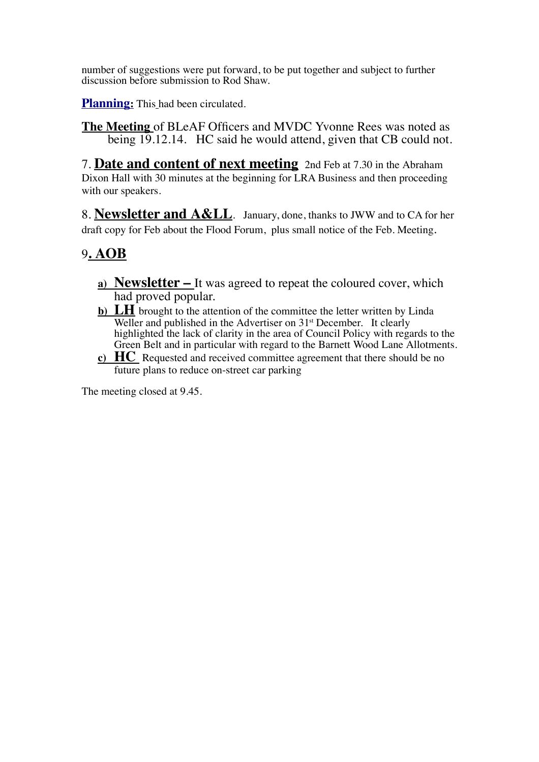number of suggestions were put forward, to be put together and subject to further discussion before submission to Rod Shaw.

**Planning:** This had been circulated.

**The Meeting** of BLeAF Officers and MVDC Yvonne Rees was noted as being 19.12.14. HC said he would attend, given that CB could not.

7. **Date and content of next meeting** 2nd Feb at 7.30 in the Abraham Dixon Hall with 30 minutes at the beginning for LRA Business and then proceeding with our speakers.

8. **Newsletter and A&LL**. January, done, thanks to JWW and to CA for her draft copy for Feb about the Flood Forum, plus small notice of the Feb. Meeting.

## 9. AOB

a) **Newsletter –** It was agreed to repeat the coloured cover, which had proved popular.

b) **LH** brought to the attention of the committee the letter written by Linda Weller and published in the Advertiser on 31st December. It clearly highlighted the lack of clarity in the area of Council Policy with regards to the Green Belt and in particular with regard to the Barnett Wood Lane Allotments.

c) **HC** Requested and received committee agreement that there should be no future plans to reduce on-street car parking

The meeting closed at 9.45.